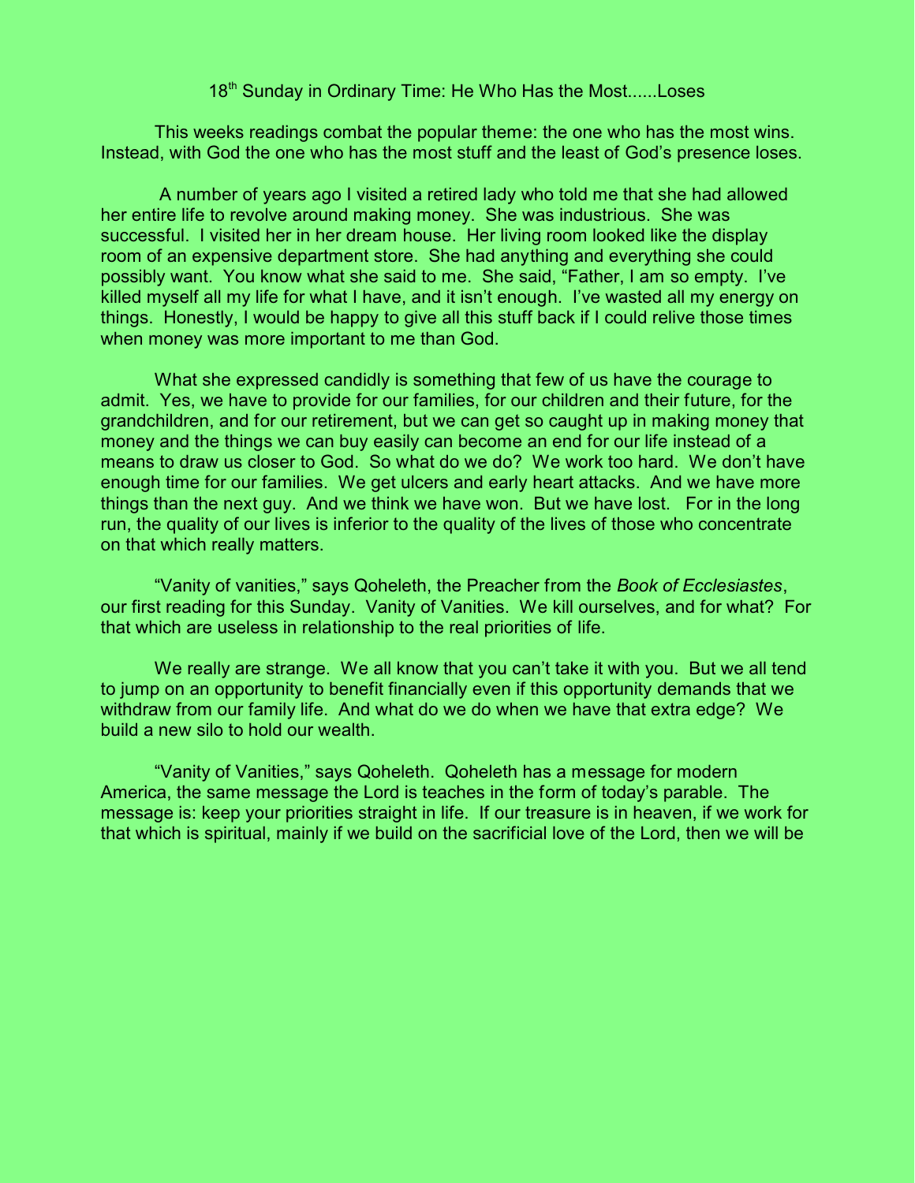# 18th Sunday in Ordinary Time: He Who Has the Most......Loses

This weeks readings combat the popular theme: the one who has the most wins. Instead, with God the one who has the most stuff and the least of God's presence loses.

A number of years ago I visited a retired lady who told me that she had allowed her entire life to revolve around making money. She was industrious. She was successful. I visited her in her dream house. Her living room looked like the display room of an expensive department store. She had anything and everything she could possibly want. You know what she said to me. She said, "Father, I am so empty. I've killed myself all my life for what I have, and it isn't enough. I've wasted all my energy on things. Honestly, I would be happy to give all this stuff back if I could relive those times when money was more important to me than God.

What she expressed candidly is something that few of us have the courage to admit. Yes, we have to provide for our families, for our children and their future, for the grandchildren, and for our retirement, but we can get so caught up in making money that money and the things we can buy easily can become an end for our life instead of a means to draw us closer to God. So what do we do? We work too hard. We don't have enough time for our families. We get ulcers and early heart attacks. And we have more things than the next guy. And we think we have won. But we have lost. For in the long run, the quality of our lives is inferior to the quality of the lives of those who concentrate on that which really matters.

"Vanity of vanities," says Qoheleth, the Preacher from the *Book of Ecclesiastes*, our first reading for this Sunday. Vanity of Vanities. We kill ourselves, and for what? For that which are useless in relationship to the real priorities of life.

We really are strange. We all know that you can't take it with you. But we all tend to jump on an opportunity to benefit financially even if this opportunity demands that we withdraw from our family life. And what do we do when we have that extra edge? We build a new silo to hold our wealth.

"Vanity of Vanities," says Qoheleth. Qoheleth has a message for modern America, the same message the Lord is teaches in the form of today's parable. The message is: keep your priorities straight in life. If our treasure is in heaven, if we work for that which is spiritual, mainly if we build on the sacrificial love of the Lord, then we will be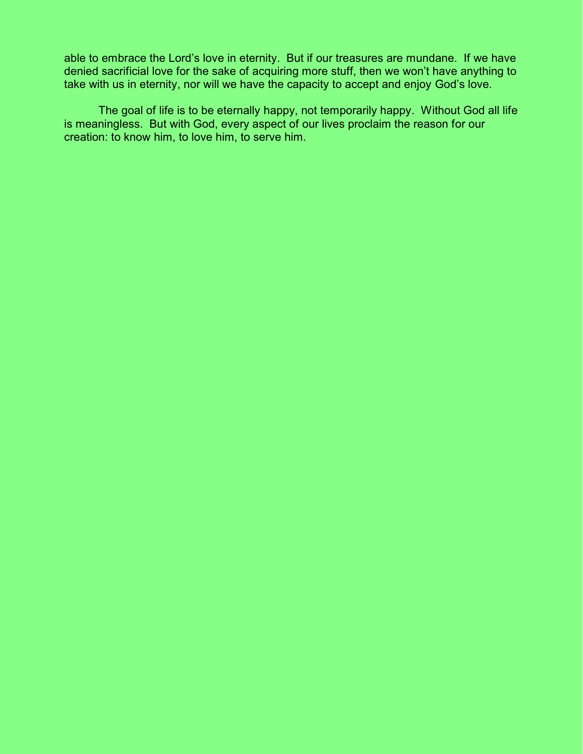able to embrace the Lord's love in eternity. But if our treasures are mundane. If we have denied sacrificial love for the sake of acquiring more stuff, then we won't have anything to take with us in eternity, nor will we have the capacity to accept and enjoy God's love.

The goal of life is to be eternally happy, not temporarily happy. Without God all life is meaningless. But with God, every aspect of our lives proclaim the reason for our creation: to know him, to love him, to serve him.